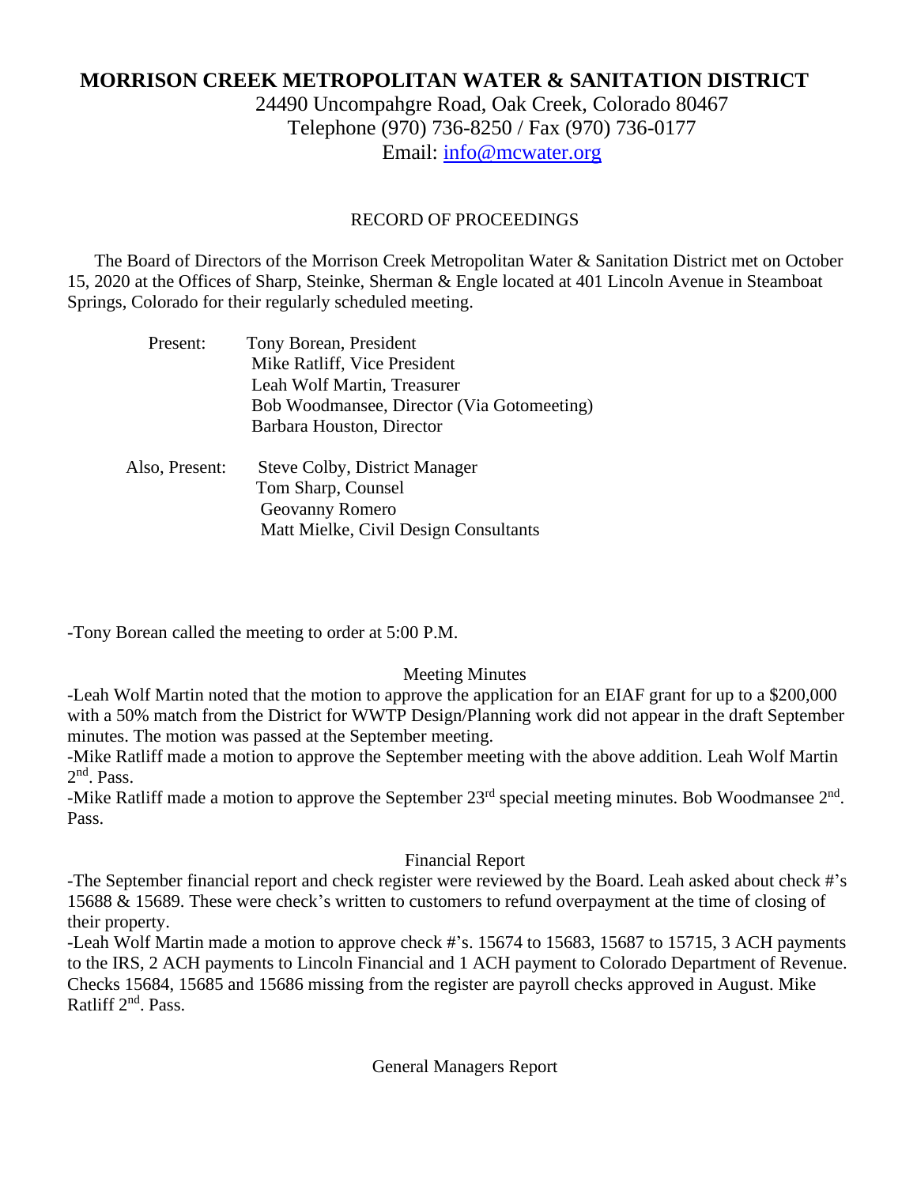# MORRISON CREEK METROPOLITAN WATER & SANITATION DISTRICT

24490 Uncompahgre Road, Oak Creek, Colorado 80467
Telephone (970) 736-8250 / Fax (970) 736-0177
Email: info@mcwater.org

RECORD OF PROCEEDINGS

The Board of Directors of the Morrison Creek Metropolitan Water & Sanitation District met on October 15, 2020 at the Offices of Sharp, Steinke, Sherman & Engle located at 401 Lincoln Avenue in Steamboat Springs, Colorado for their regularly scheduled meeting.

Present: Tony Borean, President
Mike Ratliff, Vice President
Leah Wolf Martin, Treasurer
Bob Woodmansee, Director (Via Gotomeeting)
Barbara Houston, Director

Also, Present: Steve Colby, District Manager
Tom Sharp, Counsel
Geovanny Romero
Matt Mielke, Civil Design Consultants

-Tony Borean called the meeting to order at 5:00 P.M.

Meeting Minutes

-Leah Wolf Martin noted that the motion to approve the application for an EIAF grant for up to a $200,000 with a 50% match from the District for WWTP Design/Planning work did not appear in the draft September minutes. The motion was passed at the September meeting.

-Mike Ratliff made a motion to approve the September meeting with the above addition. Leah Wolf Martin 2nd. Pass.

-Mike Ratliff made a motion to approve the September 23rd special meeting minutes. Bob Woodmansee 2nd. Pass.

Financial Report

-The September financial report and check register were reviewed by the Board. Leah asked about check #'s 15688 & 15689. These were check's written to customers to refund overpayment at the time of closing of their property.

-Leah Wolf Martin made a motion to approve check #'s. 15674 to 15683, 15687 to 15715, 3 ACH payments to the IRS, 2 ACH payments to Lincoln Financial and 1 ACH payment to Colorado Department of Revenue. Checks 15684, 15685 and 15686 missing from the register are payroll checks approved in August. Mike Ratliff 2nd. Pass.

General Managers Report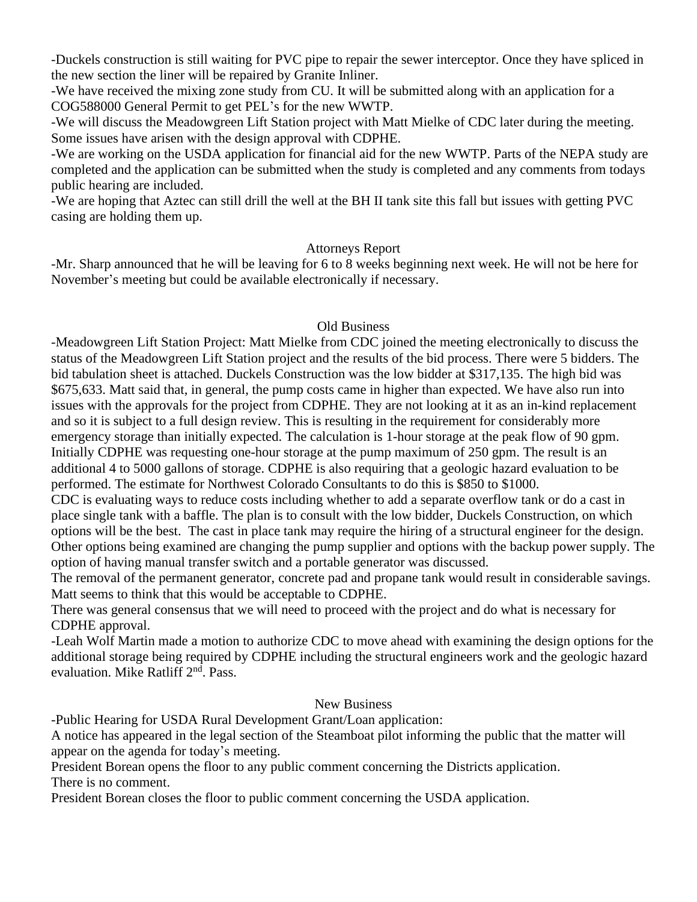-Duckels construction is still waiting for PVC pipe to repair the sewer interceptor. Once they have spliced in the new section the liner will be repaired by Granite Inliner.
-We have received the mixing zone study from CU. It will be submitted along with an application for a COG588000 General Permit to get PEL's for the new WWTP.
-We will discuss the Meadowgreen Lift Station project with Matt Mielke of CDC later during the meeting. Some issues have arisen with the design approval with CDPHE.
-We are working on the USDA application for financial aid for the new WWTP. Parts of the NEPA study are completed and the application can be submitted when the study is completed and any comments from todays public hearing are included.
-We are hoping that Aztec can still drill the well at the BH II tank site this fall but issues with getting PVC casing are holding them up.

## Attorneys Report

-Mr. Sharp announced that he will be leaving for 6 to 8 weeks beginning next week. He will not be here for November's meeting but could be available electronically if necessary.

## Old Business

-Meadowgreen Lift Station Project: Matt Mielke from CDC joined the meeting electronically to discuss the status of the Meadowgreen Lift Station project and the results of the bid process. There were 5 bidders. The bid tabulation sheet is attached. Duckels Construction was the low bidder at $317,135. The high bid was $675,633. Matt said that, in general, the pump costs came in higher than expected. We have also run into issues with the approvals for the project from CDPHE. They are not looking at it as an in-kind replacement and so it is subject to a full design review. This is resulting in the requirement for considerably more emergency storage than initially expected. The calculation is 1-hour storage at the peak flow of 90 gpm. Initially CDPHE was requesting one-hour storage at the pump maximum of 250 gpm. The result is an additional 4 to 5000 gallons of storage. CDPHE is also requiring that a geologic hazard evaluation to be performed. The estimate for Northwest Colorado Consultants to do this is $850 to $1000.
CDC is evaluating ways to reduce costs including whether to add a separate overflow tank or do a cast in place single tank with a baffle. The plan is to consult with the low bidder, Duckels Construction, on which options will be the best. The cast in place tank may require the hiring of a structural engineer for the design. Other options being examined are changing the pump supplier and options with the backup power supply. The option of having manual transfer switch and a portable generator was discussed.
The removal of the permanent generator, concrete pad and propane tank would result in considerable savings. Matt seems to think that this would be acceptable to CDPHE.
There was general consensus that we will need to proceed with the project and do what is necessary for CDPHE approval.
-Leah Wolf Martin made a motion to authorize CDC to move ahead with examining the design options for the additional storage being required by CDPHE including the structural engineers work and the geologic hazard evaluation. Mike Ratliff 2nd. Pass.

## New Business

-Public Hearing for USDA Rural Development Grant/Loan application:
A notice has appeared in the legal section of the Steamboat pilot informing the public that the matter will appear on the agenda for today's meeting.
President Borean opens the floor to any public comment concerning the Districts application.
There is no comment.
President Borean closes the floor to public comment concerning the USDA application.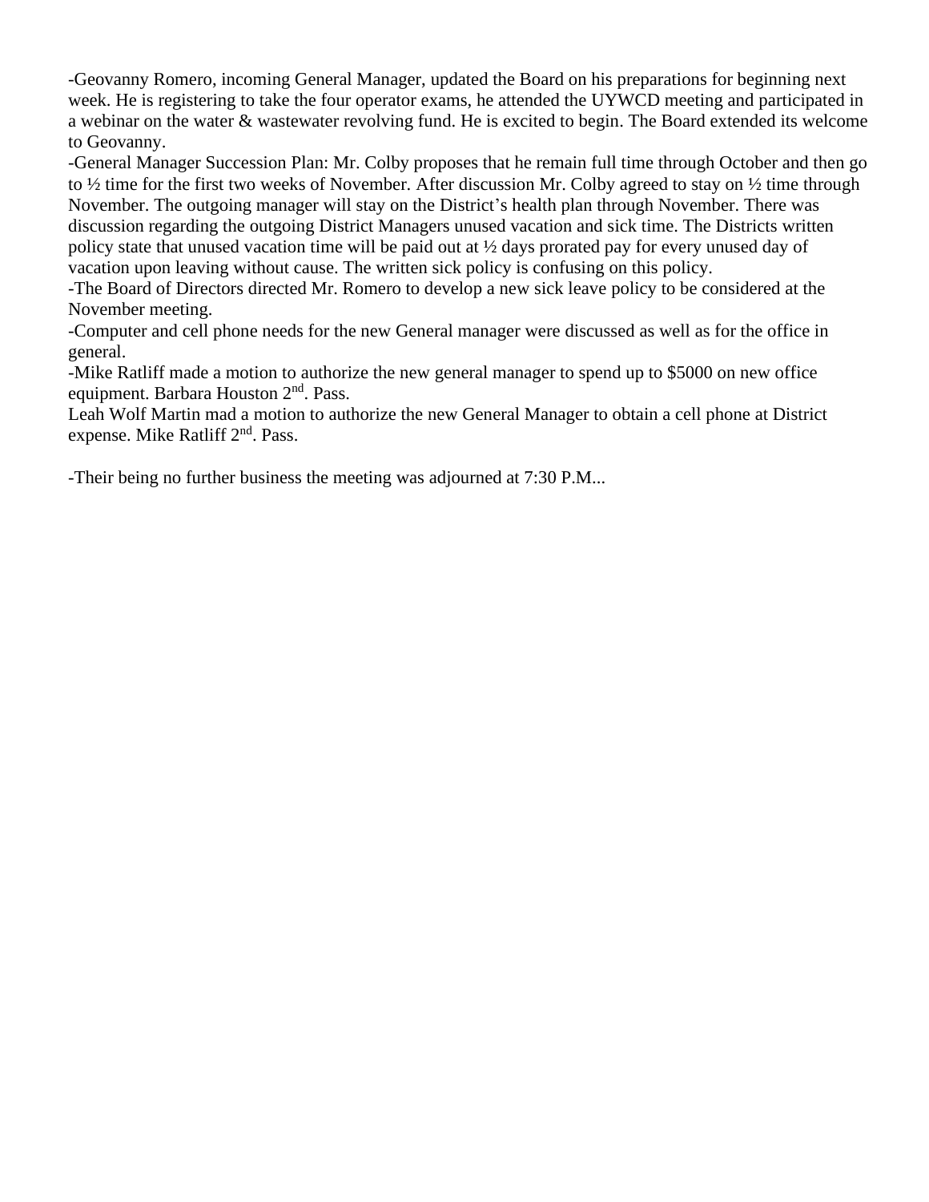-Geovanny Romero, incoming General Manager, updated the Board on his preparations for beginning next week. He is registering to take the four operator exams, he attended the UYWCD meeting and participated in a webinar on the water & wastewater revolving fund. He is excited to begin. The Board extended its welcome to Geovanny.

-General Manager Succession Plan: Mr. Colby proposes that he remain full time through October and then go to ½ time for the first two weeks of November. After discussion Mr. Colby agreed to stay on ½ time through November. The outgoing manager will stay on the District's health plan through November. There was discussion regarding the outgoing District Managers unused vacation and sick time. The Districts written policy state that unused vacation time will be paid out at ½ days prorated pay for every unused day of vacation upon leaving without cause. The written sick policy is confusing on this policy.

-The Board of Directors directed Mr. Romero to develop a new sick leave policy to be considered at the November meeting.

-Computer and cell phone needs for the new General manager were discussed as well as for the office in general.

-Mike Ratliff made a motion to authorize the new general manager to spend up to $5000 on new office equipment. Barbara Houston 2nd. Pass.

Leah Wolf Martin mad a motion to authorize the new General Manager to obtain a cell phone at District expense. Mike Ratliff 2nd. Pass.

-Their being no further business the meeting was adjourned at 7:30 P.M...